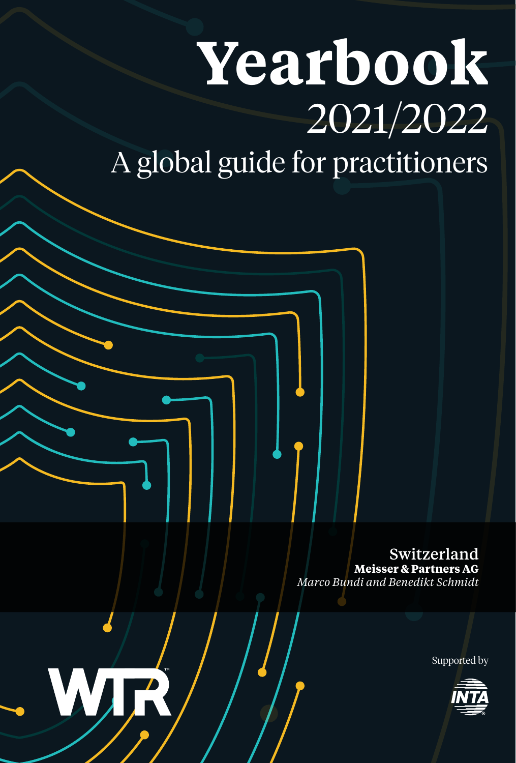# Yearbook

## 2021/2022

## A global guide for practitioners

**Switzerland**

**Meisser & Partners AG**

*Marco Bundi and Benedikt Schmidt*

WTR

Supported by INTA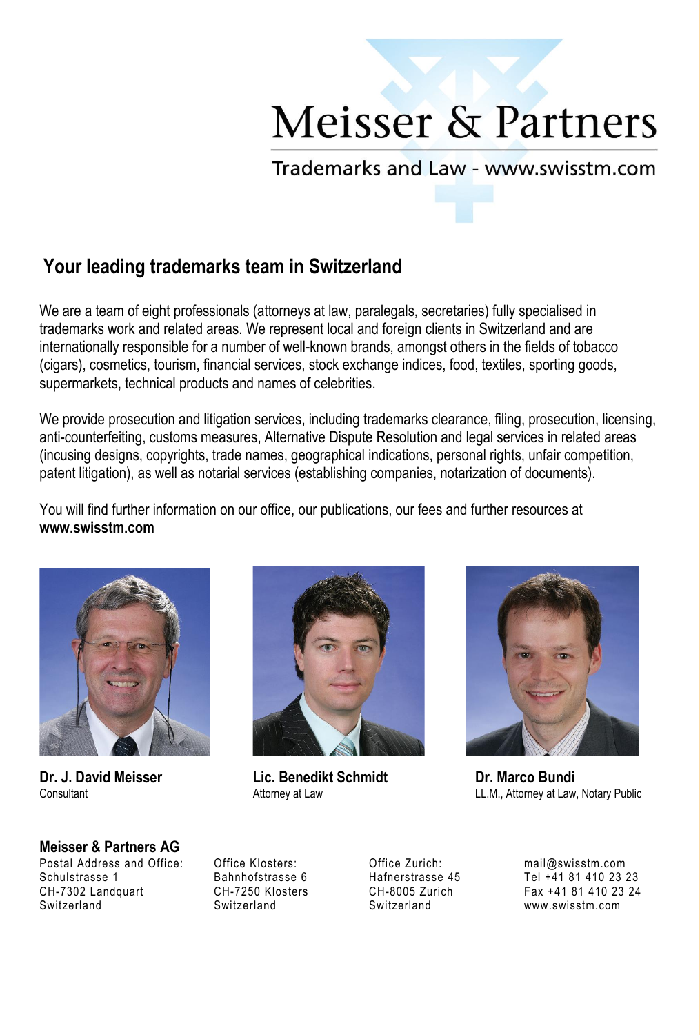# Meisser & Partners

Trademarks and Law - www.swisstm.com

## Your leading trademarks team in Switzerland

We are a team of eight professionals (attorneys at law, paralegals, secretaries) fully specialised in trademarks work and related areas. We represent local and foreign clients in Switzerland and are internationally responsible for a number of well-known brands, amongst others in the fields of tobacco (cigars), cosmetics, tourism, financial services, stock exchange indices, food, textiles, sporting goods, supermarkets, technical products and names of celebrities.

We provide prosecution and litigation services, including trademarks clearance, filing, prosecution, licensing, anti-counterfeiting, customs measures, Alternative Dispute Resolution and legal services in related areas (incusing designs, copyrights, trade names, geographical indications, personal rights, unfair competition, patent litigation), as well as notarial services (establishing companies, notarization of documents).

You will find further information on our office, our publications, our fees and further resources at **www.swisstm.com**

**Dr. J. David Meisser**
Consultant

**Lic. Benedikt Schmidt**
Attorney at Law

**Dr. Marco Bundi**
LL.M., Attorney at Law, Notary Public

**Meisser & Partners AG**

Postal Address and Office:
Schulstrasse 1
CH-7302 Landquart
Switzerland

Office Klosters:
Bahnhofstrasse 6
CH-7250 Klosters
Switzerland

Office Zurich:
Hafnerstrasse 45
CH-8005 Zurich
Switzerland

mail@swisstm.com
Tel +41 81 410 23 23
Fax +41 81 410 23 24
www.swisstm.com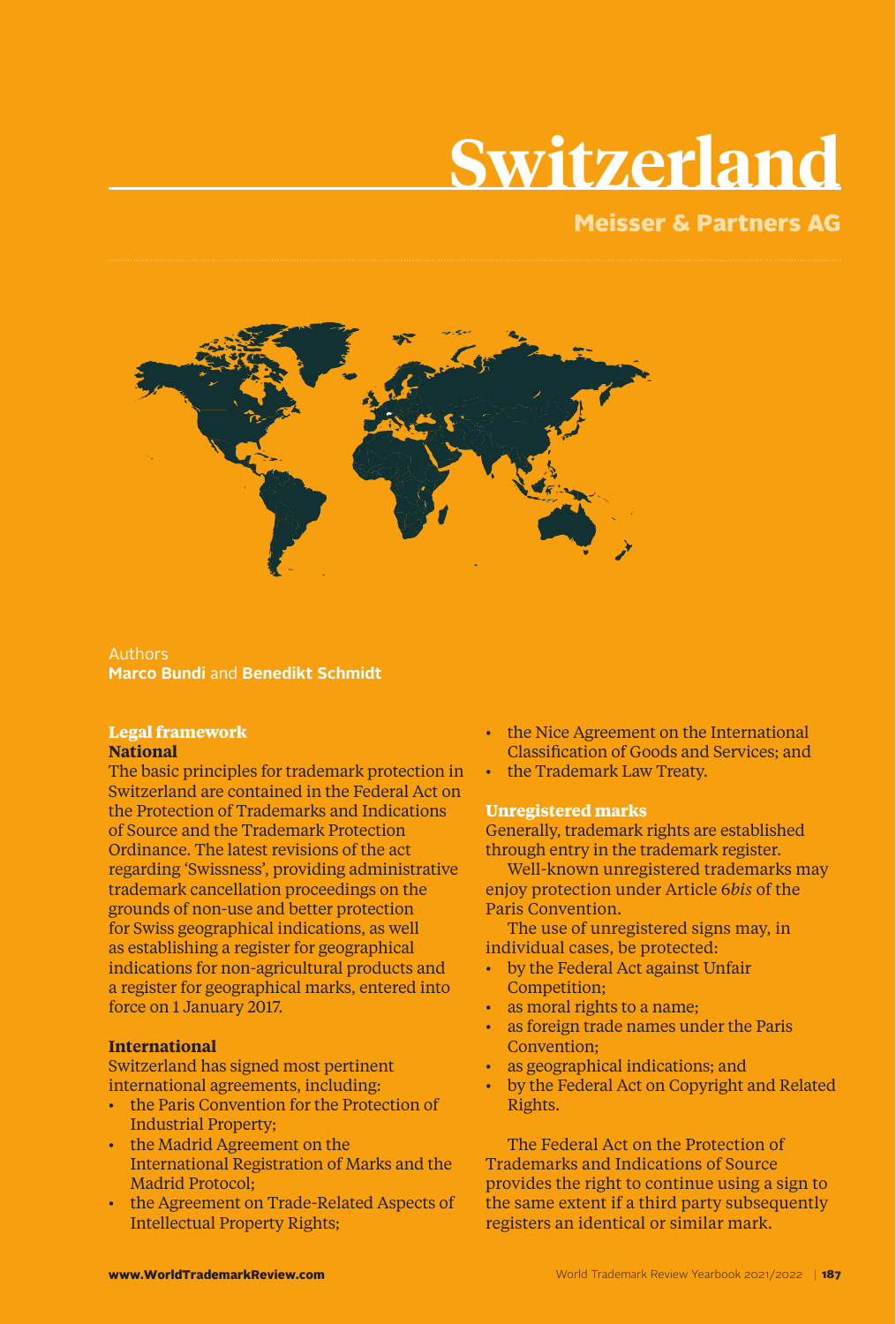# Switzerland

## Meisser & Partners AG

Authors
**Marco Bundi** and **Benedikt Schmidt**

### Legal framework

**National**

The basic principles for trademark protection in Switzerland are contained in the Federal Act on the Protection of Trademarks and Indications of Source and the Trademark Protection Ordinance. The latest revisions of the act regarding 'Swissness', providing administrative trademark cancellation proceedings on the grounds of non-use and better protection for Swiss geographical indications, as well as establishing a register for geographical indications for non-agricultural products and a register for geographical marks, entered into force on 1 January 2017.

**International**

Switzerland has signed most pertinent international agreements, including:

- the Paris Convention for the Protection of Industrial Property;
- the Madrid Agreement on the International Registration of Marks and the Madrid Protocol;
- the Agreement on Trade-Related Aspects of Intellectual Property Rights;
- the Nice Agreement on the International Classification of Goods and Services; and
- the Trademark Law Treaty.

### Unregistered marks

Generally, trademark rights are established through entry in the trademark register.

Well-known unregistered trademarks may enjoy protection under Article 6*bis* of the Paris Convention.

The use of unregistered signs may, in individual cases, be protected:

- by the Federal Act against Unfair Competition;
- as moral rights to a name;
- as foreign trade names under the Paris Convention;
- as geographical indications; and
- by the Federal Act on Copyright and Related Rights.

The Federal Act on the Protection of Trademarks and Indications of Source provides the right to continue using a sign to the same extent if a third party subsequently registers an identical or similar mark.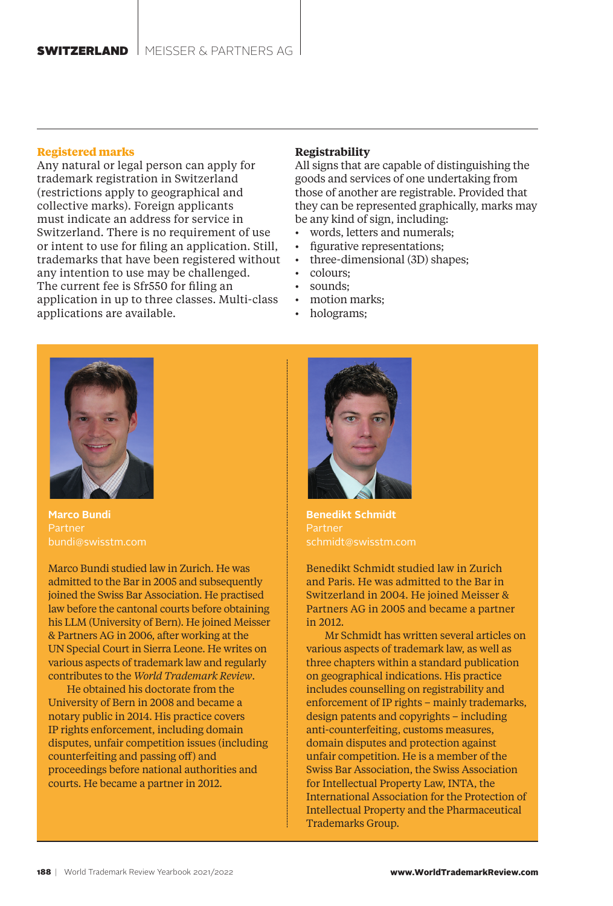## Registered marks

Any natural or legal person can apply for trademark registration in Switzerland (restrictions apply to geographical and collective marks). Foreign applicants must indicate an address for service in Switzerland. There is no requirement of use or intent to use for filing an application. Still, trademarks that have been registered without any intention to use may be challenged. The current fee is Sfr550 for filing an application in up to three classes. Multi-class applications are available.

## Registrability

All signs that are capable of distinguishing the goods and services of one undertaking from those of another are registrable. Provided that they can be represented graphically, marks may be any kind of sign, including:

- words, letters and numerals;
- figurative representations;
- three-dimensional (3D) shapes;
- colours;
- sounds;
- motion marks;
- holograms;

**Marco Bundi**
Partner
bundi@swisstm.com

Marco Bundi studied law in Zurich. He was admitted to the Bar in 2005 and subsequently joined the Swiss Bar Association. He practised law before the cantonal courts before obtaining his LLM (University of Bern). He joined Meisser & Partners AG in 2006, after working at the UN Special Court in Sierra Leone. He writes on various aspects of trademark law and regularly contributes to the *World Trademark Review*.

He obtained his doctorate from the University of Bern in 2008 and became a notary public in 2014. His practice covers IP rights enforcement, including domain disputes, unfair competition issues (including counterfeiting and passing off) and proceedings before national authorities and courts. He became a partner in 2012.

**Benedikt Schmidt**
Partner
schmidt@swisstm.com

Benedikt Schmidt studied law in Zurich and Paris. He was admitted to the Bar in Switzerland in 2004. He joined Meisser & Partners AG in 2005 and became a partner in 2012.

Mr Schmidt has written several articles on various aspects of trademark law, as well as three chapters within a standard publication on geographical indications. His practice includes counselling on registrability and enforcement of IP rights – mainly trademarks, design patents and copyrights – including anti-counterfeiting, customs measures, domain disputes and protection against unfair competition. He is a member of the Swiss Bar Association, the Swiss Association for Intellectual Property Law, INTA, the International Association for the Protection of Intellectual Property and the Pharmaceutical Trademarks Group.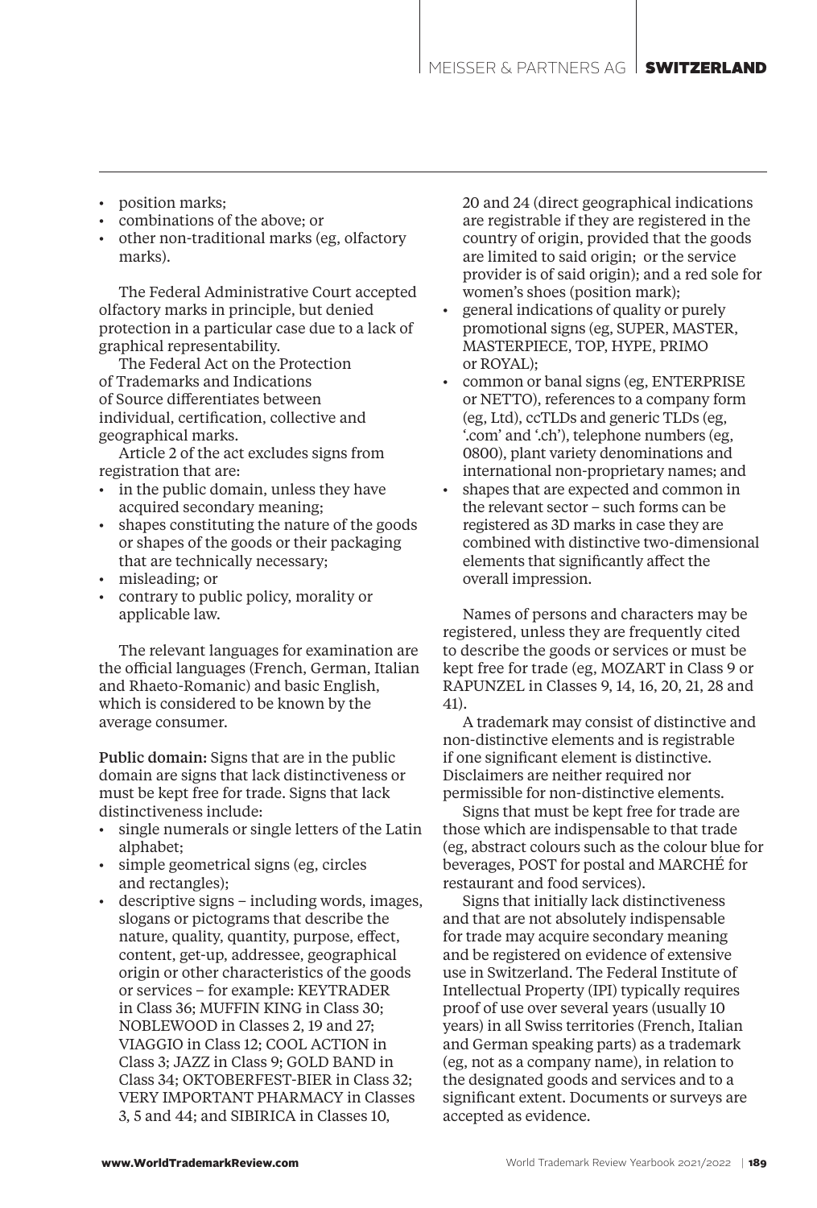- position marks;
- combinations of the above; or
- other non-traditional marks (eg, olfactory marks).

The Federal Administrative Court accepted olfactory marks in principle, but denied protection in a particular case due to a lack of graphical representability.

The Federal Act on the Protection of Trademarks and Indications of Source differentiates between individual, certification, collective and geographical marks.

Article 2 of the act excludes signs from registration that are:

- in the public domain, unless they have acquired secondary meaning;
- shapes constituting the nature of the goods or shapes of the goods or their packaging that are technically necessary;
- misleading; or
- contrary to public policy, morality or applicable law.

The relevant languages for examination are the official languages (French, German, Italian and Rhaeto-Romanic) and basic English, which is considered to be known by the average consumer.

**Public domain:** Signs that are in the public domain are signs that lack distinctiveness or must be kept free for trade. Signs that lack distinctiveness include:

- single numerals or single letters of the Latin alphabet;
- simple geometrical signs (eg, circles and rectangles);
- descriptive signs – including words, images, slogans or pictograms that describe the nature, quality, quantity, purpose, effect, content, get-up, addressee, geographical origin or other characteristics of the goods or services – for example: KEYTRADER in Class 36; MUFFIN KING in Class 30; NOBLEWOOD in Classes 2, 19 and 27; VIAGGIO in Class 12; COOL ACTION in Class 3; JAZZ in Class 9; GOLD BAND in Class 34; OKTOBERFEST-BIER in Class 32; VERY IMPORTANT PHARMACY in Classes 3, 5 and 44; and SIBIRICA in Classes 10, 20 and 24 (direct geographical indications are registrable if they are registered in the country of origin, provided that the goods are limited to said origin; or the service provider is of said origin); and a red sole for women's shoes (position mark);
- general indications of quality or purely promotional signs (eg, SUPER, MASTER, MASTERPIECE, TOP, HYPE, PRIMO or ROYAL);
- common or banal signs (eg, ENTERPRISE or NETTO), references to a company form (eg, Ltd), ccTLDs and generic TLDs (eg, '.com' and '.ch'), telephone numbers (eg, 0800), plant variety denominations and international non-proprietary names; and
- shapes that are expected and common in the relevant sector – such forms can be registered as 3D marks in case they are combined with distinctive two-dimensional elements that significantly affect the overall impression.

Names of persons and characters may be registered, unless they are frequently cited to describe the goods or services or must be kept free for trade (eg, MOZART in Class 9 or RAPUNZEL in Classes 9, 14, 16, 20, 21, 28 and 41).

A trademark may consist of distinctive and non-distinctive elements and is registrable if one significant element is distinctive. Disclaimers are neither required nor permissible for non-distinctive elements.

Signs that must be kept free for trade are those which are indispensable to that trade (eg, abstract colours such as the colour blue for beverages, POST for postal and MARCHÉ for restaurant and food services).

Signs that initially lack distinctiveness and that are not absolutely indispensable for trade may acquire secondary meaning and be registered on evidence of extensive use in Switzerland. The Federal Institute of Intellectual Property (IPI) typically requires proof of use over several years (usually 10 years) in all Swiss territories (French, Italian and German speaking parts) as a trademark (eg, not as a company name), in relation to the designated goods and services and to a significant extent. Documents or surveys are accepted as evidence.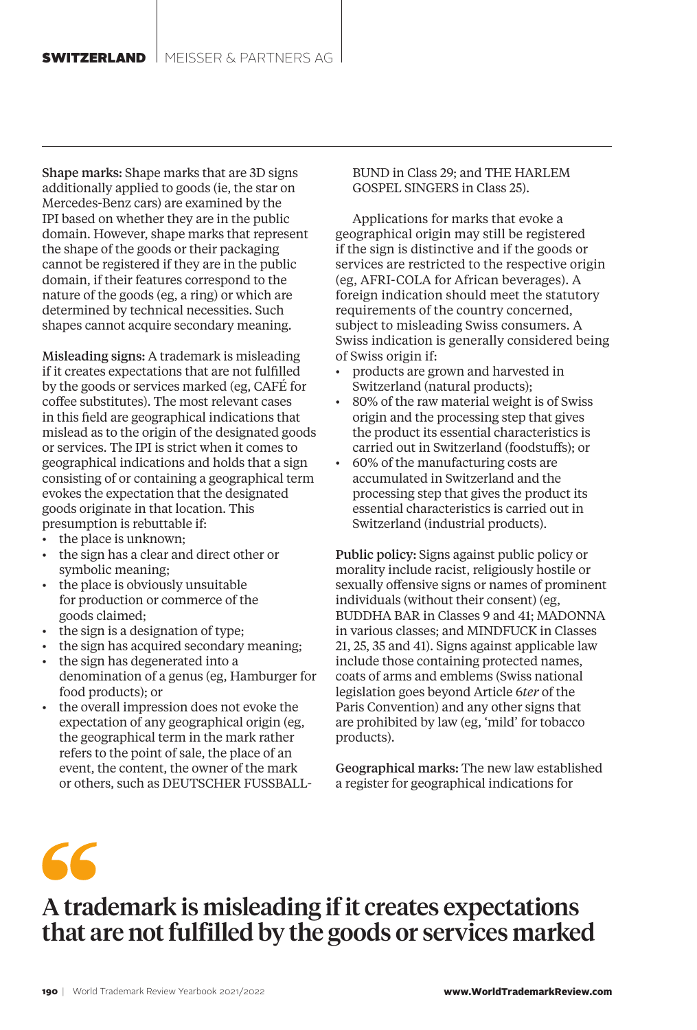**Shape marks:** Shape marks that are 3D signs additionally applied to goods (ie, the star on Mercedes-Benz cars) are examined by the IPI based on whether they are in the public domain. However, shape marks that represent the shape of the goods or their packaging cannot be registered if they are in the public domain, if their features correspond to the nature of the goods (eg, a ring) or which are determined by technical necessities. Such shapes cannot acquire secondary meaning.

**Misleading signs:** A trademark is misleading if it creates expectations that are not fulfilled by the goods or services marked (eg, CAFÉ for coffee substitutes). The most relevant cases in this field are geographical indications that mislead as to the origin of the designated goods or services. The IPI is strict when it comes to geographical indications and holds that a sign consisting of or containing a geographical term evokes the expectation that the designated goods originate in that location. This presumption is rebuttable if:

- the place is unknown;
- the sign has a clear and direct other or symbolic meaning;
- the place is obviously unsuitable for production or commerce of the goods claimed;
- the sign is a designation of type;
- the sign has acquired secondary meaning;
- the sign has degenerated into a denomination of a genus (eg, Hamburger for food products); or
- the overall impression does not evoke the expectation of any geographical origin (eg, the geographical term in the mark rather refers to the point of sale, the place of an event, the content, the owner of the mark or others, such as DEUTSCHER FUSSBALL-BUND in Class 29; and THE HARLEM GOSPEL SINGERS in Class 25).

Applications for marks that evoke a geographical origin may still be registered if the sign is distinctive and if the goods or services are restricted to the respective origin (eg, AFRI-COLA for African beverages). A foreign indication should meet the statutory requirements of the country concerned, subject to misleading Swiss consumers. A Swiss indication is generally considered being of Swiss origin if:

- products are grown and harvested in Switzerland (natural products);
- 80% of the raw material weight is of Swiss origin and the processing step that gives the product its essential characteristics is carried out in Switzerland (foodstuffs); or
- 60% of the manufacturing costs are accumulated in Switzerland and the processing step that gives the product its essential characteristics is carried out in Switzerland (industrial products).

**Public policy:** Signs against public policy or morality include racist, religiously hostile or sexually offensive signs or names of prominent individuals (without their consent) (eg, BUDDHA BAR in Classes 9 and 41; MADONNA in various classes; and MINDFUCK in Classes 21, 25, 35 and 41). Signs against applicable law include those containing protected names, coats of arms and emblems (Swiss national legislation goes beyond Article 6*ter* of the Paris Convention) and any other signs that are prohibited by law (eg, 'mild' for tobacco products).

**Geographical marks:** The new law established a register for geographical indications for

> **A trademark is misleading if it creates expectations that are not fulfilled by the goods or services marked**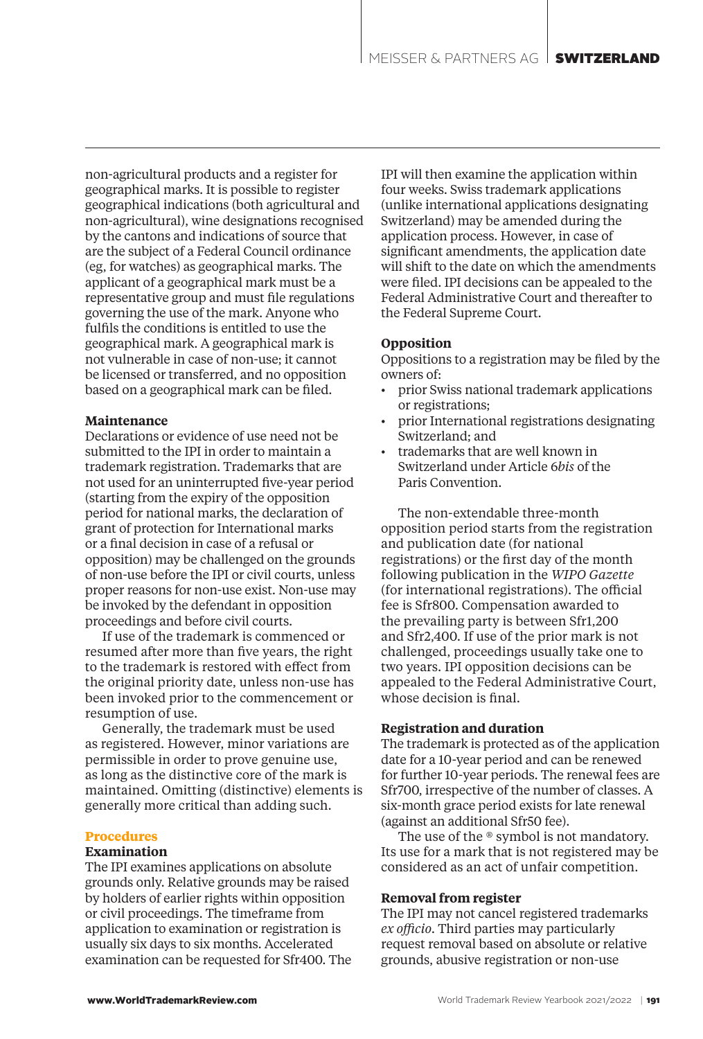non-agricultural products and a register for geographical marks. It is possible to register geographical indications (both agricultural and non-agricultural), wine designations recognised by the cantons and indications of source that are the subject of a Federal Council ordinance (eg, for watches) as geographical marks. The applicant of a geographical mark must be a representative group and must file regulations governing the use of the mark. Anyone who fulfils the conditions is entitled to use the geographical mark. A geographical mark is not vulnerable in case of non-use; it cannot be licensed or transferred, and no opposition based on a geographical mark can be filed.

### Maintenance

Declarations or evidence of use need not be submitted to the IPI in order to maintain a trademark registration. Trademarks that are not used for an uninterrupted five-year period (starting from the expiry of the opposition period for national marks, the declaration of grant of protection for International marks or a final decision in case of a refusal or opposition) may be challenged on the grounds of non-use before the IPI or civil courts, unless proper reasons for non-use exist. Non-use may be invoked by the defendant in opposition proceedings and before civil courts.

If use of the trademark is commenced or resumed after more than five years, the right to the trademark is restored with effect from the original priority date, unless non-use has been invoked prior to the commencement or resumption of use.

Generally, the trademark must be used as registered. However, minor variations are permissible in order to prove genuine use, as long as the distinctive core of the mark is maintained. Omitting (distinctive) elements is generally more critical than adding such.

## Procedures

### Examination

The IPI examines applications on absolute grounds only. Relative grounds may be raised by holders of earlier rights within opposition or civil proceedings. The timeframe from application to examination or registration is usually six days to six months. Accelerated examination can be requested for Sfr400. The IPI will then examine the application within four weeks. Swiss trademark applications (unlike international applications designating Switzerland) may be amended during the application process. However, in case of significant amendments, the application date will shift to the date on which the amendments were filed. IPI decisions can be appealed to the Federal Administrative Court and thereafter to the Federal Supreme Court.

### Opposition

Oppositions to a registration may be filed by the owners of:

- prior Swiss national trademark applications or registrations;
- prior International registrations designating Switzerland; and
- trademarks that are well known in Switzerland under Article 6*bis* of the Paris Convention.

The non-extendable three-month opposition period starts from the registration and publication date (for national registrations) or the first day of the month following publication in the *WIPO Gazette* (for international registrations). The official fee is Sfr800. Compensation awarded to the prevailing party is between Sfr1,200 and Sfr2,400. If use of the prior mark is not challenged, proceedings usually take one to two years. IPI opposition decisions can be appealed to the Federal Administrative Court, whose decision is final.

### Registration and duration

The trademark is protected as of the application date for a 10-year period and can be renewed for further 10-year periods. The renewal fees are Sfr700, irrespective of the number of classes. A six-month grace period exists for late renewal (against an additional Sfr50 fee).

The use of the ® symbol is not mandatory. Its use for a mark that is not registered may be considered as an act of unfair competition.

### Removal from register

The IPI may not cancel registered trademarks *ex officio*. Third parties may particularly request removal based on absolute or relative grounds, abusive registration or non-use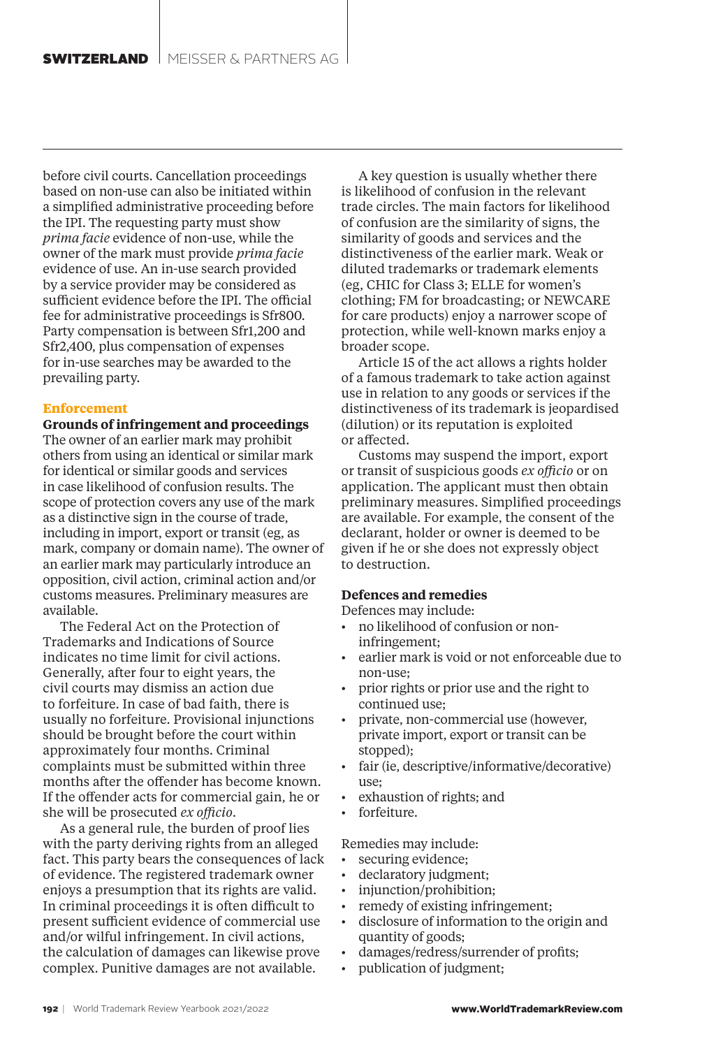before civil courts. Cancellation proceedings based on non-use can also be initiated within a simplified administrative proceeding before the IPI. The requesting party must show *prima facie* evidence of non-use, while the owner of the mark must provide *prima facie* evidence of use. An in-use search provided by a service provider may be considered as sufficient evidence before the IPI. The official fee for administrative proceedings is Sfr800. Party compensation is between Sfr1,200 and Sfr2,400, plus compensation of expenses for in-use searches may be awarded to the prevailing party.

## Enforcement

### Grounds of infringement and proceedings

The owner of an earlier mark may prohibit others from using an identical or similar mark for identical or similar goods and services in case likelihood of confusion results. The scope of protection covers any use of the mark as a distinctive sign in the course of trade, including in import, export or transit (eg, as mark, company or domain name). The owner of an earlier mark may particularly introduce an opposition, civil action, criminal action and/or customs measures. Preliminary measures are available.

The Federal Act on the Protection of Trademarks and Indications of Source indicates no time limit for civil actions. Generally, after four to eight years, the civil courts may dismiss an action due to forfeiture. In case of bad faith, there is usually no forfeiture. Provisional injunctions should be brought before the court within approximately four months. Criminal complaints must be submitted within three months after the offender has become known. If the offender acts for commercial gain, he or she will be prosecuted *ex officio*.

As a general rule, the burden of proof lies with the party deriving rights from an alleged fact. This party bears the consequences of lack of evidence. The registered trademark owner enjoys a presumption that its rights are valid. In criminal proceedings it is often difficult to present sufficient evidence of commercial use and/or wilful infringement. In civil actions, the calculation of damages can likewise prove complex. Punitive damages are not available.

A key question is usually whether there is likelihood of confusion in the relevant trade circles. The main factors for likelihood of confusion are the similarity of signs, the similarity of goods and services and the distinctiveness of the earlier mark. Weak or diluted trademarks or trademark elements (eg, CHIC for Class 3; ELLE for women's clothing; FM for broadcasting; or NEWCARE for care products) enjoy a narrower scope of protection, while well-known marks enjoy a broader scope.

Article 15 of the act allows a rights holder of a famous trademark to take action against use in relation to any goods or services if the distinctiveness of its trademark is jeopardised (dilution) or its reputation is exploited or affected.

Customs may suspend the import, export or transit of suspicious goods *ex officio* or on application. The applicant must then obtain preliminary measures. Simplified proceedings are available. For example, the consent of the declarant, holder or owner is deemed to be given if he or she does not expressly object to destruction.

### Defences and remedies

Defences may include:

- no likelihood of confusion or non-infringement;
- earlier mark is void or not enforceable due to non-use;
- prior rights or prior use and the right to continued use;
- private, non-commercial use (however, private import, export or transit can be stopped);
- fair (ie, descriptive/informative/decorative) use;
- exhaustion of rights; and
- forfeiture.

Remedies may include:

- securing evidence;
- declaratory judgment;
- injunction/prohibition;
- remedy of existing infringement;
- disclosure of information to the origin and quantity of goods;
- damages/redress/surrender of profits;
- publication of judgment;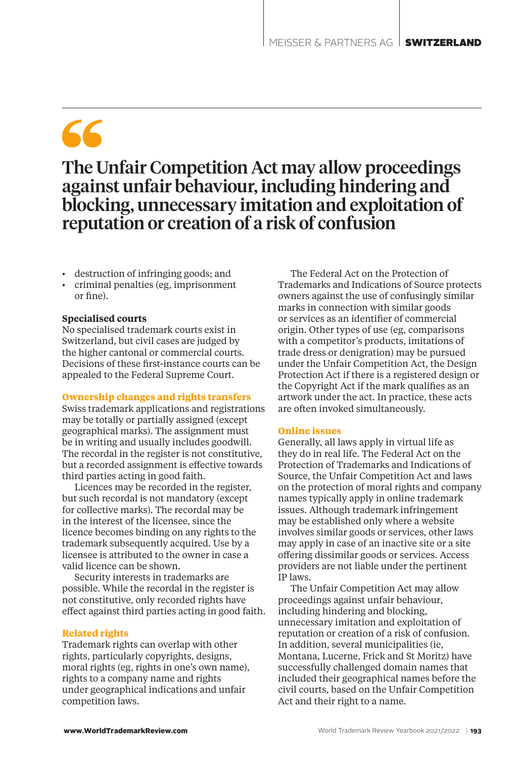> The Unfair Competition Act may allow proceedings against unfair behaviour, including hindering and blocking, unnecessary imitation and exploitation of reputation or creation of a risk of confusion

- destruction of infringing goods; and
- criminal penalties (eg, imprisonment or fine).

**Specialised courts**

No specialised trademark courts exist in Switzerland, but civil cases are judged by the higher cantonal or commercial courts. Decisions of these first-instance courts can be appealed to the Federal Supreme Court.

### Ownership changes and rights transfers

Swiss trademark applications and registrations may be totally or partially assigned (except geographical marks). The assignment must be in writing and usually includes goodwill. The recordal in the register is not constitutive, but a recorded assignment is effective towards third parties acting in good faith.

Licences may be recorded in the register, but such recordal is not mandatory (except for collective marks). The recordal may be in the interest of the licensee, since the licence becomes binding on any rights to the trademark subsequently acquired. Use by a licensee is attributed to the owner in case a valid licence can be shown.

Security interests in trademarks are possible. While the recordal in the register is not constitutive, only recorded rights have effect against third parties acting in good faith.

### Related rights

Trademark rights can overlap with other rights, particularly copyrights, designs, moral rights (eg, rights in one's own name), rights to a company name and rights under geographical indications and unfair competition laws.

The Federal Act on the Protection of Trademarks and Indications of Source protects owners against the use of confusingly similar marks in connection with similar goods or services as an identifier of commercial origin. Other types of use (eg, comparisons with a competitor's products, imitations of trade dress or denigration) may be pursued under the Unfair Competition Act, the Design Protection Act if there is a registered design or the Copyright Act if the mark qualifies as an artwork under the act. In practice, these acts are often invoked simultaneously.

### Online issues

Generally, all laws apply in virtual life as they do in real life. The Federal Act on the Protection of Trademarks and Indications of Source, the Unfair Competition Act and laws on the protection of moral rights and company names typically apply in online trademark issues. Although trademark infringement may be established only where a website involves similar goods or services, other laws may apply in case of an inactive site or a site offering dissimilar goods or services. Access providers are not liable under the pertinent IP laws.

The Unfair Competition Act may allow proceedings against unfair behaviour, including hindering and blocking, unnecessary imitation and exploitation of reputation or creation of a risk of confusion. In addition, several municipalities (ie, Montana, Lucerne, Frick and St Moritz) have successfully challenged domain names that included their geographical names before the civil courts, based on the Unfair Competition Act and their right to a name.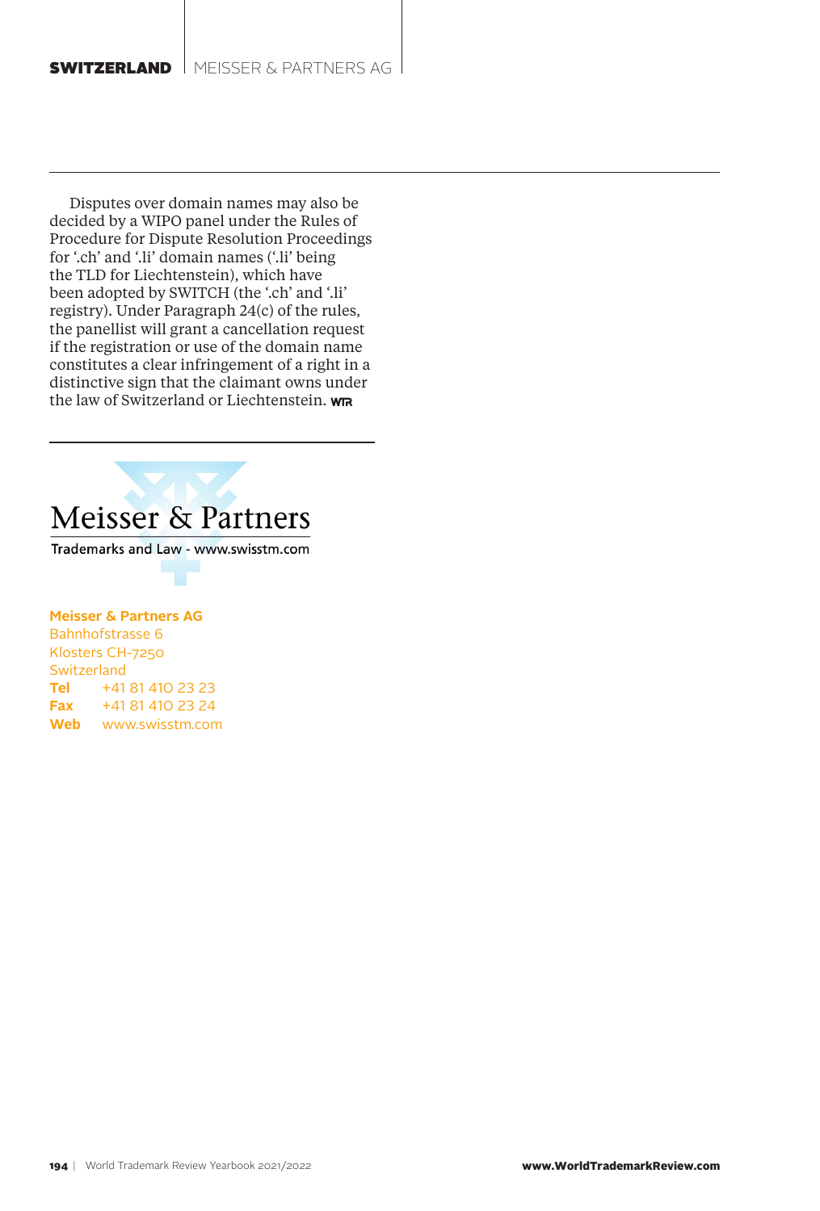Disputes over domain names may also be decided by a WIPO panel under the Rules of Procedure for Dispute Resolution Proceedings for '.ch' and '.li' domain names ('.li' being the TLD for Liechtenstein), which have been adopted by SWITCH (the '.ch' and '.li' registry). Under Paragraph 24(c) of the rules, the panellist will grant a cancellation request if the registration or use of the domain name constitutes a clear infringement of a right in a distinctive sign that the claimant owns under the law of Switzerland or Liechtenstein. WTR

Meisser & Partners

Trademarks and Law - www.swisstm.com

**Meisser & Partners AG**
Bahnhofstrasse 6
Klosters CH-7250
Switzerland
**Tel** +41 81 410 23 23
**Fax** +41 81 410 23 24
**Web** www.swisstm.com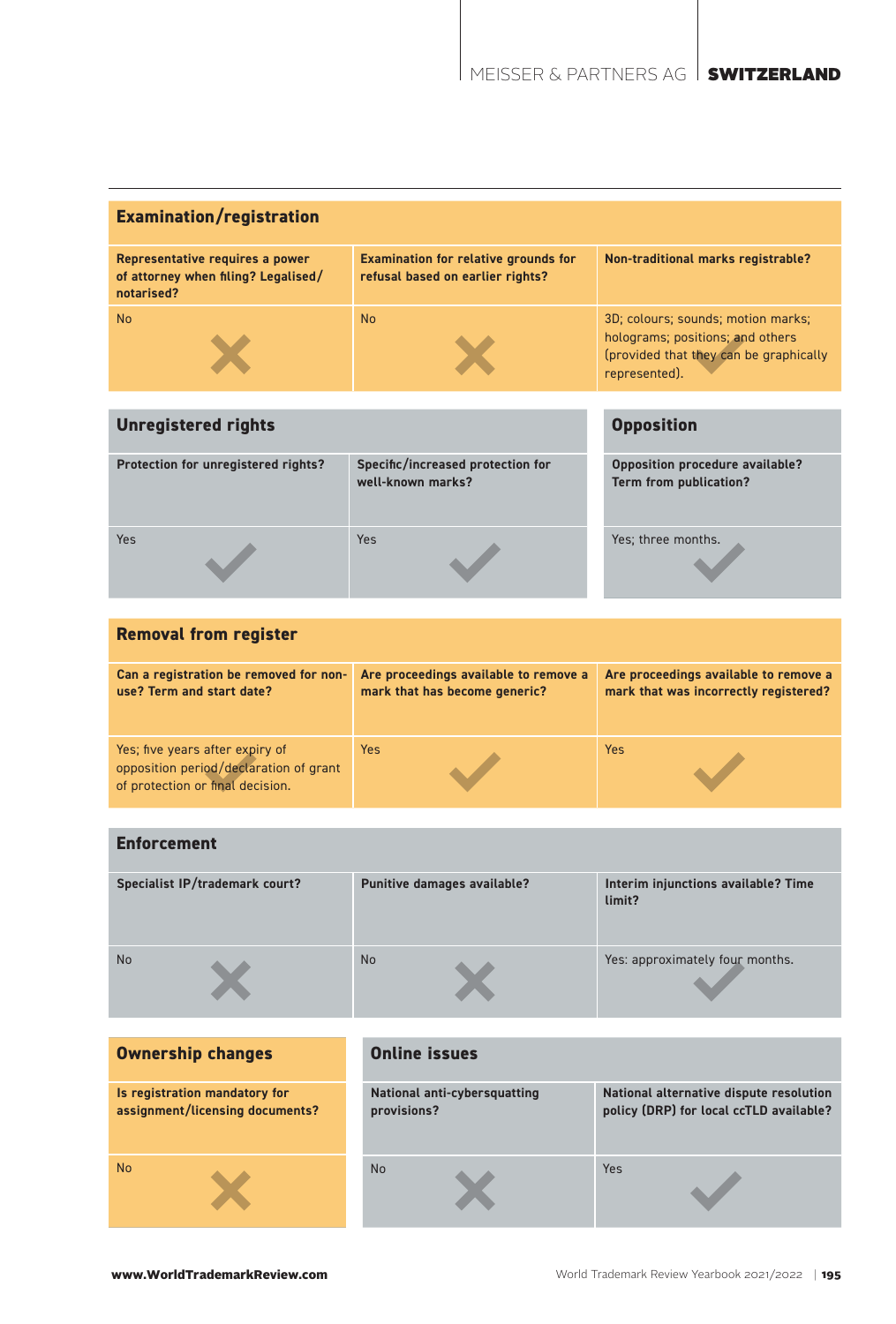## Examination/registration

| Representative requires a power of attorney when filing? Legalised/notarised? | Examination for relative grounds for refusal based on earlier rights? | Non-traditional marks registrable? |
|---|---|---|
| No | No | 3D; colours; sounds; motion marks; holograms; positions; and others (provided that they can be graphically represented). |

## Unregistered rights

| Protection for unregistered rights? | Specific/increased protection for well-known marks? |
|---|---|
| Yes | Yes |

## Opposition

| Opposition procedure available? Term from publication? |
|---|
| Yes; three months. |

## Removal from register

| Can a registration be removed for non-use? Term and start date? | Are proceedings available to remove a mark that has become generic? | Are proceedings available to remove a mark that was incorrectly registered? |
|---|---|---|
| Yes; five years after expiry of opposition period/declaration of grant of protection or final decision. | Yes | Yes |

## Enforcement

| Specialist IP/trademark court? | Punitive damages available? | Interim injunctions available? Time limit? |
|---|---|---|
| No | No | Yes: approximately four months. |

## Ownership changes

| Is registration mandatory for assignment/licensing documents? |
|---|
| No |

## Online issues

| National anti-cybersquatting provisions? | National alternative dispute resolution policy (DRP) for local ccTLD available? |
|---|---|
| No | Yes |